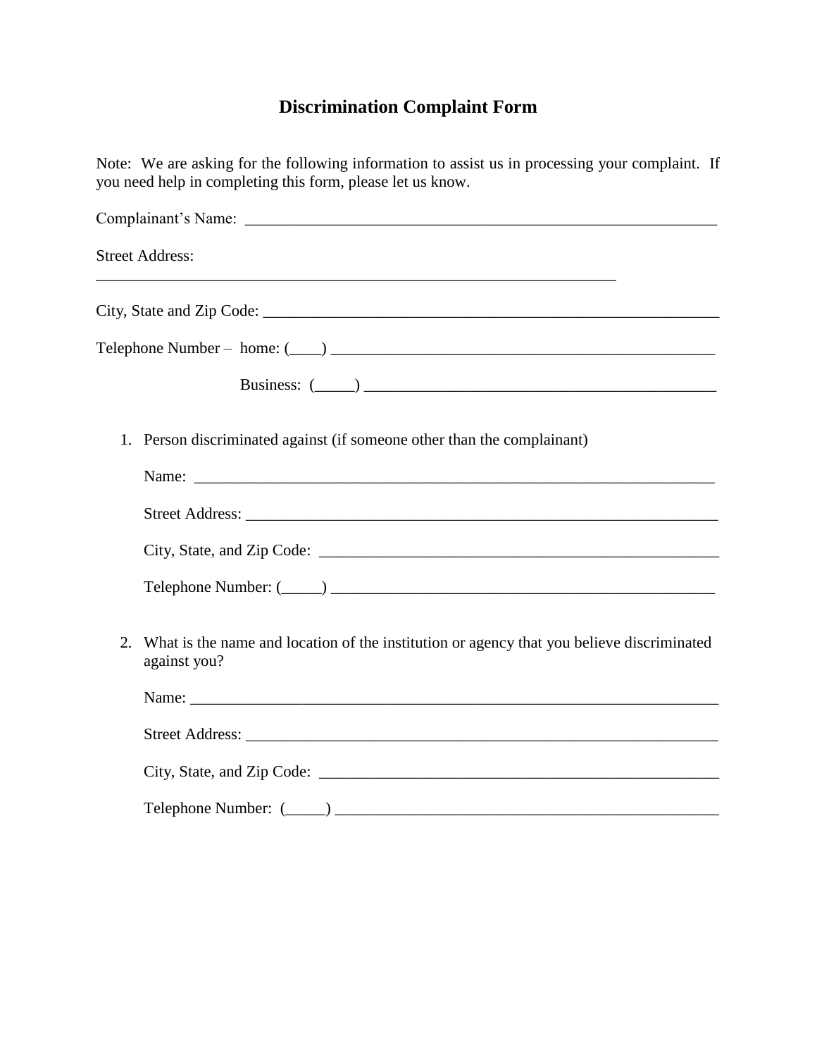# Discrimination Complaint Form

Note: We are asking for the following information to assist us in processing your complaint. If you need help in completing this form, please let us know.

Complainant's Name: ____________________________________________________________

Street Address:
____________________________________________________________________

City, State and Zip Code: _______________________________________________________

Telephone Number – home: (____) _________________________________________________

Business: (_____) ____________________________________________

1. Person discriminated against (if someone other than the complainant)

   Name: ________________________________________________________________

   Street Address: __________________________________________________________

   City, State, and Zip Code: ________________________________________________

   Telephone Number: (_____) _______________________________________________

2. What is the name and location of the institution or agency that you believe discriminated against you?

   Name: _________________________________________________________________

   Street Address: __________________________________________________________

   City, State, and Zip Code: ________________________________________________

   Telephone Number: (_____) _______________________________________________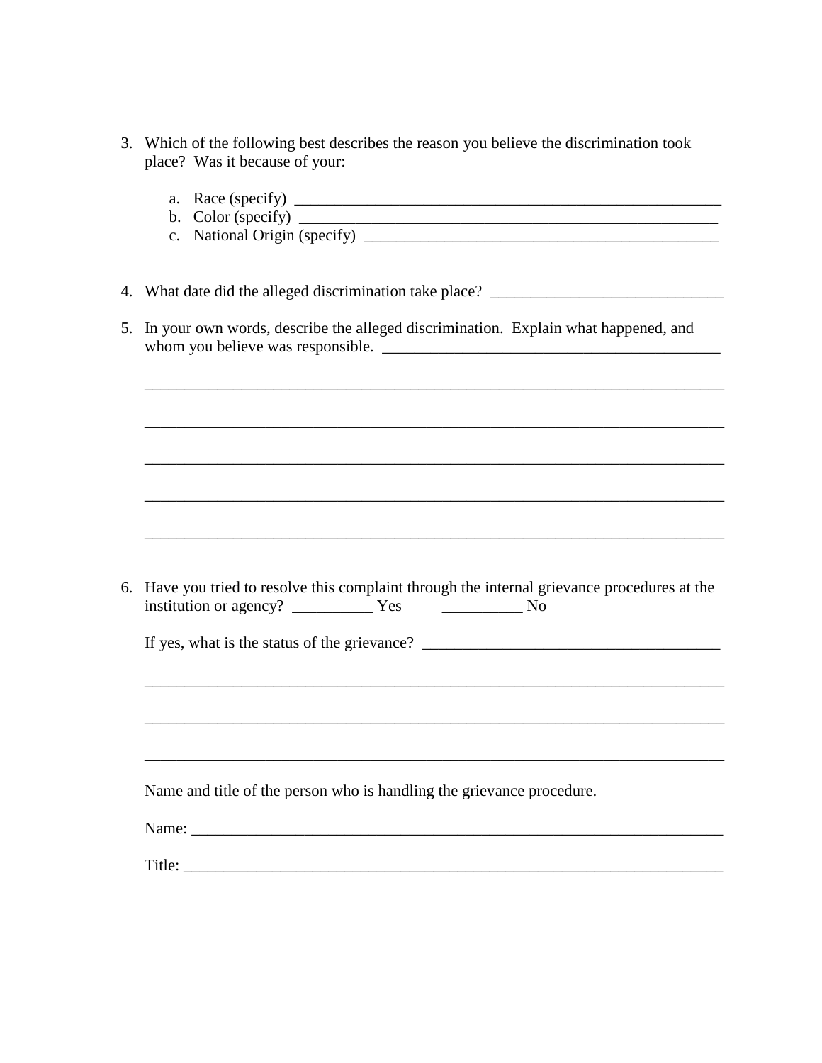3. Which of the following best describes the reason you believe the discrimination took place? Was it because of your:

    a. Race (specify) _______________________________________________________
    b. Color (specify) ______________________________________________________
    c. National Origin (specify) _____________________________________________

4. What date did the alleged discrimination take place? _____________________________

5. In your own words, describe the alleged discrimination. Explain what happened, and whom you believe was responsible. ___________________________________________

    ___________________________________________________________________________

    ___________________________________________________________________________

    ___________________________________________________________________________

    ___________________________________________________________________________

    ___________________________________________________________________________

6. Have you tried to resolve this complaint through the internal grievance procedures at the institution or agency? __________ Yes __________ No

    If yes, what is the status of the grievance? ______________________________________

    ___________________________________________________________________________

    ___________________________________________________________________________

    ___________________________________________________________________________

    Name and title of the person who is handling the grievance procedure.

    Name: ______________________________________________________________________

    Title: _______________________________________________________________________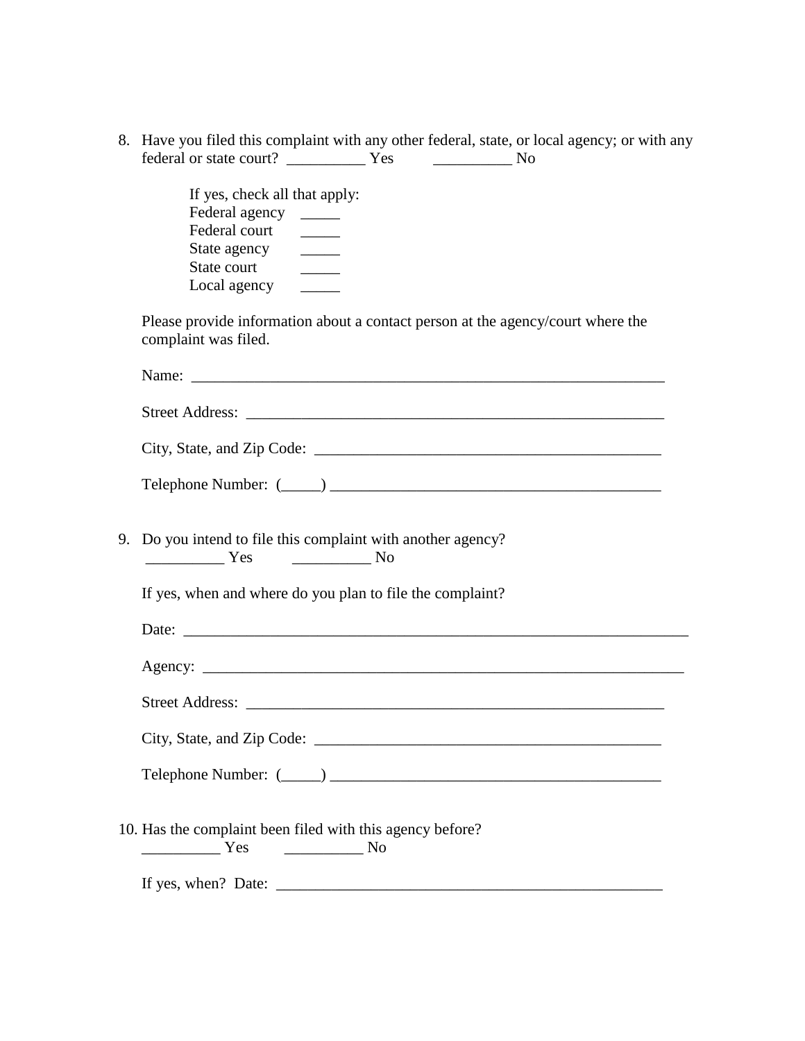8. Have you filed this complaint with any other federal, state, or local agency; or with any federal or state court? __________ Yes __________ No

   If yes, check all that apply:
   Federal agency _____
   Federal court _____
   State agency _____
   State court _____
   Local agency _____

   Please provide information about a contact person at the agency/court where the complaint was filed.

   Name: ______________________________________________________________

   Street Address: ______________________________________________________

   City, State, and Zip Code: ______________________________________________

   Telephone Number: (_____) ________________________________________

9. Do you intend to file this complaint with another agency?
   __________ Yes __________ No

   If yes, when and where do you plan to file the complaint?

   Date: _________________________________________________________________

   Agency: _______________________________________________________________

   Street Address: ______________________________________________________

   City, State, and Zip Code: ______________________________________________

   Telephone Number: (_____) ________________________________________

10. Has the complaint been filed with this agency before?
    __________ Yes __________ No

    If yes, when? Date: ___________________________________________________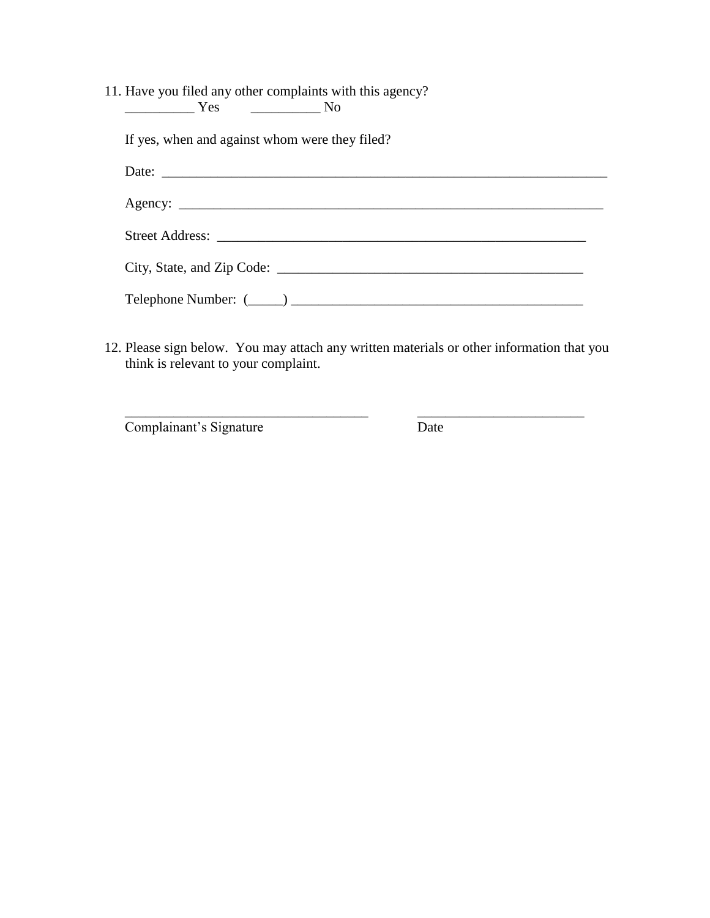11. Have you filed any other complaints with this agency?
    __________ Yes __________ No

    If yes, when and against whom were they filed?

    Date: ___________________________________________________________________

    Agency: _________________________________________________________________

    Street Address: ___________________________________________________________

    City, State, and Zip Code: ____________________________________________

    Telephone Number: (_____) ____________________________________________

12. Please sign below. You may attach any written materials or other information that you think is relevant to your complaint.

    ___________________________________ ________________________

    Complainant's Signature Date